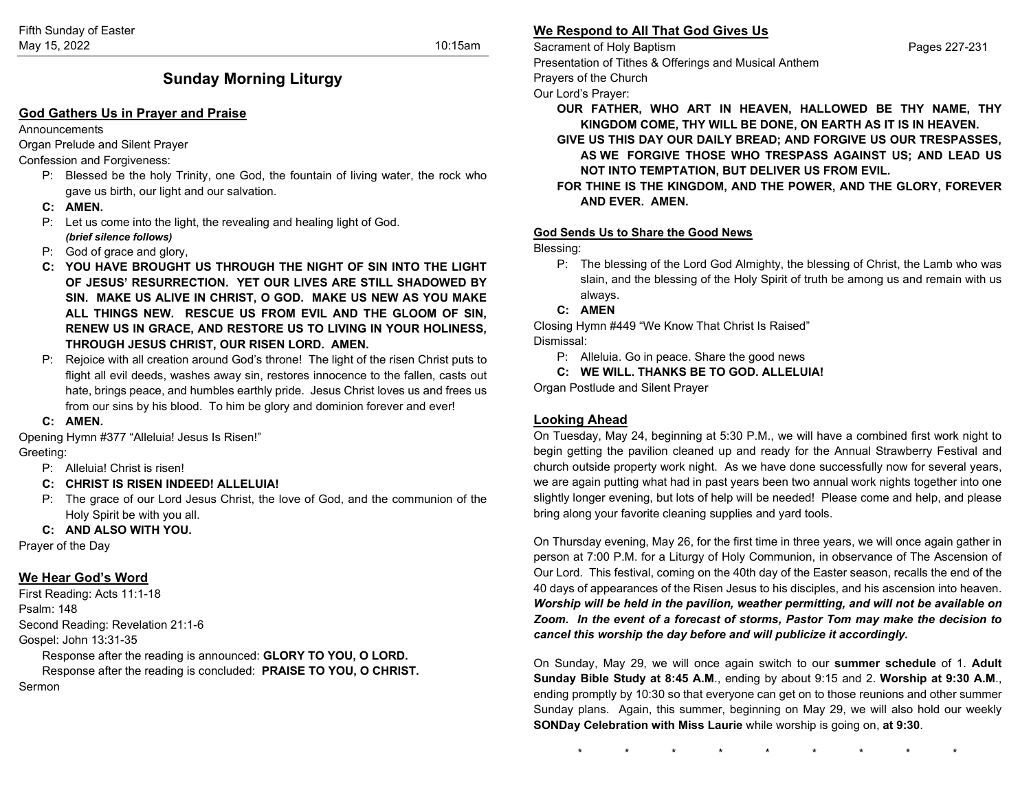Fifth Sunday of Easter
May 15, 2022 10:15am

# Sunday Morning Liturgy

## God Gathers Us in Prayer and Praise

Announcements

Organ Prelude and Silent Prayer

Confession and Forgiveness:

P: Blessed be the holy Trinity, one God, the fountain of living water, the rock who gave us birth, our light and our salvation.

**C: AMEN.**

P: Let us come into the light, the revealing and healing light of God.
***(brief silence follows)***

P: God of grace and glory,

**C: YOU HAVE BROUGHT US THROUGH THE NIGHT OF SIN INTO THE LIGHT OF JESUS' RESURRECTION. YET OUR LIVES ARE STILL SHADOWED BY SIN. MAKE US ALIVE IN CHRIST, O GOD. MAKE US NEW AS YOU MAKE ALL THINGS NEW. RESCUE US FROM EVIL AND THE GLOOM OF SIN, RENEW US IN GRACE, AND RESTORE US TO LIVING IN YOUR HOLINESS, THROUGH JESUS CHRIST, OUR RISEN LORD. AMEN.**

P: Rejoice with all creation around God's throne! The light of the risen Christ puts to flight all evil deeds, washes away sin, restores innocence to the fallen, casts out hate, brings peace, and humbles earthly pride. Jesus Christ loves us and frees us from our sins by his blood. To him be glory and dominion forever and ever!

**C: AMEN.**

Opening Hymn #377 "Alleluia! Jesus Is Risen!"

Greeting:

P: Alleluia! Christ is risen!

**C: CHRIST IS RISEN INDEED! ALLELUIA!**

P: The grace of our Lord Jesus Christ, the love of God, and the communion of the Holy Spirit be with you all.

**C: AND ALSO WITH YOU.**

Prayer of the Day

## We Hear God's Word

First Reading: Acts 11:1-18

Psalm: 148

Second Reading: Revelation 21:1-6

Gospel: John 13:31-35

Response after the reading is announced: **GLORY TO YOU, O LORD.**

Response after the reading is concluded: **PRAISE TO YOU, O CHRIST.**

Sermon

## We Respond to All That God Gives Us

Sacrament of Holy Baptism Pages 227-231

Presentation of Tithes & Offerings and Musical Anthem

Prayers of the Church

Our Lord's Prayer:

**OUR FATHER, WHO ART IN HEAVEN, HALLOWED BE THY NAME, THY KINGDOM COME, THY WILL BE DONE, ON EARTH AS IT IS IN HEAVEN.**

**GIVE US THIS DAY OUR DAILY BREAD; AND FORGIVE US OUR TRESPASSES, AS WE FORGIVE THOSE WHO TRESPASS AGAINST US; AND LEAD US NOT INTO TEMPTATION, BUT DELIVER US FROM EVIL.**

**FOR THINE IS THE KINGDOM, AND THE POWER, AND THE GLORY, FOREVER AND EVER. AMEN.**

## God Sends Us to Share the Good News

Blessing:

P: The blessing of the Lord God Almighty, the blessing of Christ, the Lamb who was slain, and the blessing of the Holy Spirit of truth be among us and remain with us always.

**C: AMEN**

Closing Hymn #449 "We Know That Christ Is Raised"

Dismissal:

P: Alleluia. Go in peace. Share the good news

**C: WE WILL. THANKS BE TO GOD. ALLELUIA!**

Organ Postlude and Silent Prayer

## Looking Ahead

On Tuesday, May 24, beginning at 5:30 P.M., we will have a combined first work night to begin getting the pavilion cleaned up and ready for the Annual Strawberry Festival and church outside property work night. As we have done successfully now for several years, we are again putting what had in past years been two annual work nights together into one slightly longer evening, but lots of help will be needed! Please come and help, and please bring along your favorite cleaning supplies and yard tools.

On Thursday evening, May 26, for the first time in three years, we will once again gather in person at 7:00 P.M. for a Liturgy of Holy Communion, in observance of The Ascension of Our Lord. This festival, coming on the 40th day of the Easter season, recalls the end of the 40 days of appearances of the Risen Jesus to his disciples, and his ascension into heaven. ***Worship will be held in the pavilion, weather permitting, and will not be available on Zoom. In the event of a forecast of storms, Pastor Tom may make the decision to cancel this worship the day before and will publicize it accordingly.***

On Sunday, May 29, we will once again switch to our **summer schedule** of 1. **Adult Sunday Bible Study at 8:45 A.M**., ending by about 9:15 and 2. **Worship at 9:30 A.M**., ending promptly by 10:30 so that everyone can get on to those reunions and other summer Sunday plans. Again, this summer, beginning on May 29, we will also hold our weekly **SONDay Celebration with Miss Laurie** while worship is going on, **at 9:30**.

\* \* \* \* \* \* \* \* \*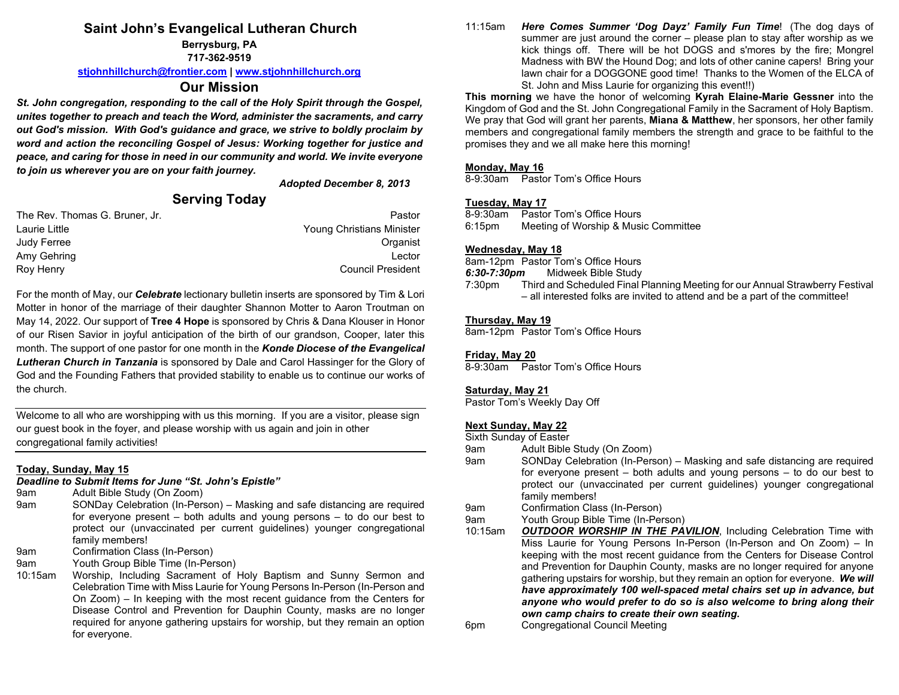# Saint John's Evangelical Lutheran Church

**Berrysburg, PA**
**717-362-9519**
**stjohnhillchurch@frontier.com | www.stjohnhillchurch.org**

## Our Mission

***St. John congregation, responding to the call of the Holy Spirit through the Gospel, unites together to preach and teach the Word, administer the sacraments, and carry out God's mission. With God's guidance and grace, we strive to boldly proclaim by word and action the reconciling Gospel of Jesus: Working together for justice and peace, and caring for those in need in our community and world. We invite everyone to join us wherever you are on your faith journey.***

***Adopted December 8, 2013***

## Serving Today

| | |
|---|---|
| The Rev. Thomas G. Bruner, Jr. | Pastor |
| Laurie Little | Young Christians Minister |
| Judy Ferree | Organist |
| Amy Gehring | Lector |
| Roy Henry | Council President |

For the month of May, our ***Celebrate*** lectionary bulletin inserts are sponsored by Tim & Lori Motter in honor of the marriage of their daughter Shannon Motter to Aaron Troutman on May 14, 2022. Our support of **Tree 4 Hope** is sponsored by Chris & Dana Klouser in Honor of our Risen Savior in joyful anticipation of the birth of our grandson, Cooper, later this month. The support of one pastor for one month in the ***Konde Diocese of the Evangelical Lutheran Church in Tanzania*** is sponsored by Dale and Carol Hassinger for the Glory of God and the Founding Fathers that provided stability to enable us to continue our works of the church.

---

Welcome to all who are worshipping with us this morning. If you are a visitor, please sign our guest book in the foyer, and please worship with us again and join in other congregational family activities!

---

**Today, Sunday, May 15**
***Deadline to Submit Items for June "St. John's Epistle"***

9am Adult Bible Study (On Zoom)
9am SONDay Celebration (In-Person) – Masking and safe distancing are required for everyone present – both adults and young persons – to do our best to protect our (unvaccinated per current guidelines) younger congregational family members!
9am Confirmation Class (In-Person)
9am Youth Group Bible Time (In-Person)
10:15am Worship, Including Sacrament of Holy Baptism and Sunny Sermon and Celebration Time with Miss Laurie for Young Persons In-Person (In-Person and On Zoom) – In keeping with the most recent guidance from the Centers for Disease Control and Prevention for Dauphin County, masks are no longer required for anyone gathering upstairs for worship, but they remain an option for everyone.
11:15am ***Here Comes Summer 'Dog Dayz' Family Fun Time***! (The dog days of summer are just around the corner – please plan to stay after worship as we kick things off. There will be hot DOGS and s'mores by the fire; Mongrel Madness with BW the Hound Dog; and lots of other canine capers! Bring your lawn chair for a DOGGONE good time! Thanks to the Women of the ELCA of St. John and Miss Laurie for organizing this event!!)

**This morning** we have the honor of welcoming **Kyrah Elaine-Marie Gessner** into the Kingdom of God and the St. John Congregational Family in the Sacrament of Holy Baptism. We pray that God will grant her parents, **Miana & Matthew**, her sponsors, her other family members and congregational family members the strength and grace to be faithful to the promises they and we all make here this morning!

**Monday, May 16**
8-9:30am Pastor Tom's Office Hours

**Tuesday, May 17**
8-9:30am Pastor Tom's Office Hours
6:15pm Meeting of Worship & Music Committee

**Wednesday, May 18**
8am-12pm Pastor Tom's Office Hours
***6:30-7:30pm*** Midweek Bible Study
7:30pm Third and Scheduled Final Planning Meeting for our Annual Strawberry Festival – all interested folks are invited to attend and be a part of the committee!

**Thursday, May 19**
8am-12pm Pastor Tom's Office Hours

**Friday, May 20**
8-9:30am Pastor Tom's Office Hours

**Saturday, May 21**
Pastor Tom's Weekly Day Off

**Next Sunday, May 22**
Sixth Sunday of Easter
9am Adult Bible Study (On Zoom)
9am SONDay Celebration (In-Person) – Masking and safe distancing are required for everyone present – both adults and young persons – to do our best to protect our (unvaccinated per current guidelines) younger congregational family members!
9am Confirmation Class (In-Person)
9am Youth Group Bible Time (In-Person)
10:15am ***OUTDOOR WORSHIP IN THE PAVILION***, Including Celebration Time with Miss Laurie for Young Persons In-Person (In-Person and On Zoom) – In keeping with the most recent guidance from the Centers for Disease Control and Prevention for Dauphin County, masks are no longer required for anyone gathering upstairs for worship, but they remain an option for everyone. ***We will have approximately 100 well-spaced metal chairs set up in advance, but anyone who would prefer to do so is also welcome to bring along their own camp chairs to create their own seating.***
6pm Congregational Council Meeting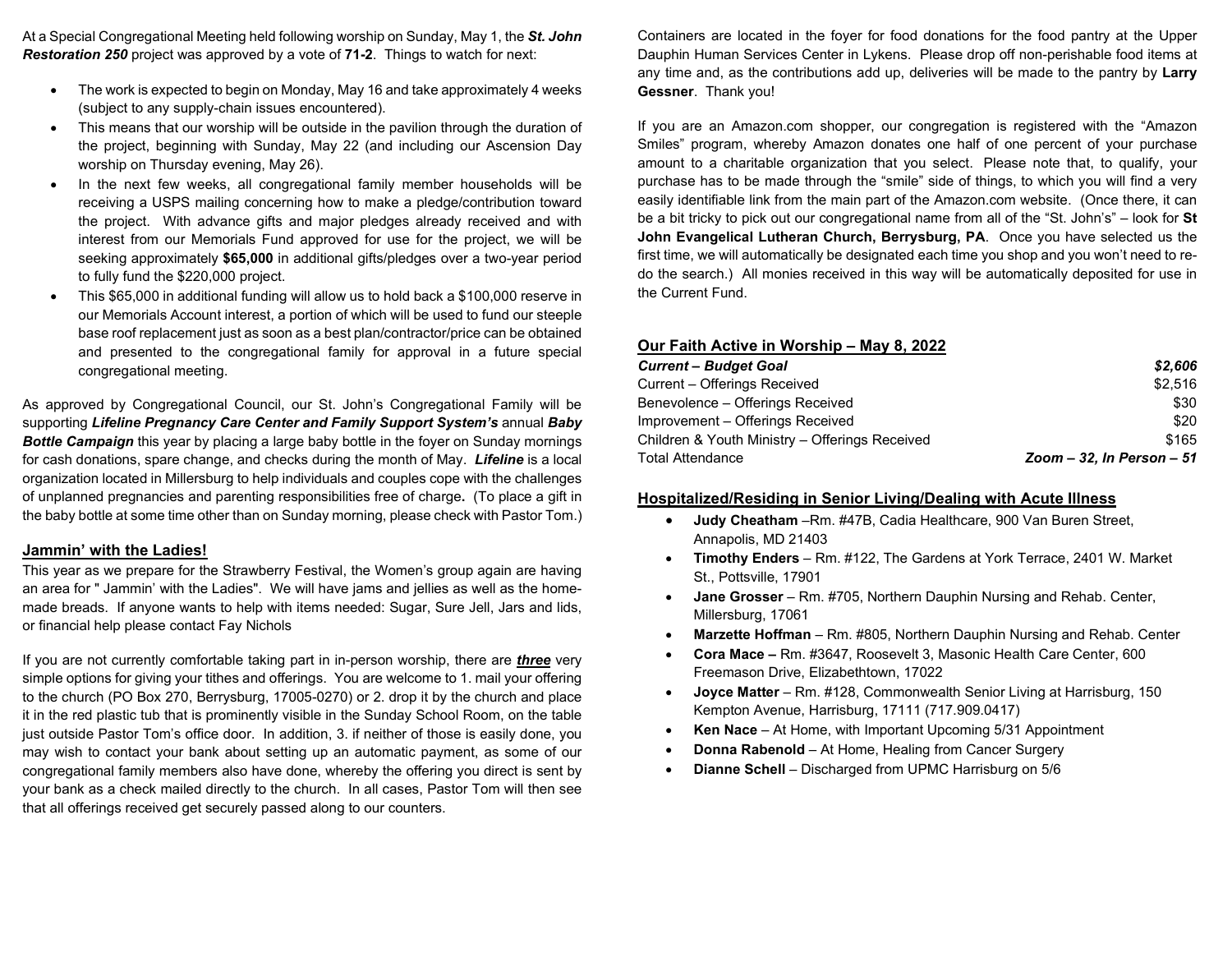At a Special Congregational Meeting held following worship on Sunday, May 1, the ***St. John Restoration 250*** project was approved by a vote of **71-2**. Things to watch for next:

- The work is expected to begin on Monday, May 16 and take approximately 4 weeks (subject to any supply-chain issues encountered).
- This means that our worship will be outside in the pavilion through the duration of the project, beginning with Sunday, May 22 (and including our Ascension Day worship on Thursday evening, May 26).
- In the next few weeks, all congregational family member households will be receiving a USPS mailing concerning how to make a pledge/contribution toward the project. With advance gifts and major pledges already received and with interest from our Memorials Fund approved for use for the project, we will be seeking approximately **$65,000** in additional gifts/pledges over a two-year period to fully fund the $220,000 project.
- This $65,000 in additional funding will allow us to hold back a $100,000 reserve in our Memorials Account interest, a portion of which will be used to fund our steeple base roof replacement just as soon as a best plan/contractor/price can be obtained and presented to the congregational family for approval in a future special congregational meeting.

As approved by Congregational Council, our St. John's Congregational Family will be supporting ***Lifeline Pregnancy Care Center and Family Support System's*** annual ***Baby Bottle Campaign*** this year by placing a large baby bottle in the foyer on Sunday mornings for cash donations, spare change, and checks during the month of May. ***Lifeline*** is a local organization located in Millersburg to help individuals and couples cope with the challenges of unplanned pregnancies and parenting responsibilities free of charge**.** (To place a gift in the baby bottle at some time other than on Sunday morning, please check with Pastor Tom.)

## Jammin' with the Ladies!

This year as we prepare for the Strawberry Festival, the Women's group again are having an area for " Jammin' with the Ladies". We will have jams and jellies as well as the home-made breads. If anyone wants to help with items needed: Sugar, Sure Jell, Jars and lids, or financial help please contact Fay Nichols

If you are not currently comfortable taking part in in-person worship, there are ***three*** very simple options for giving your tithes and offerings. You are welcome to 1. mail your offering to the church (PO Box 270, Berrysburg, 17005-0270) or 2. drop it by the church and place it in the red plastic tub that is prominently visible in the Sunday School Room, on the table just outside Pastor Tom's office door. In addition, 3. if neither of those is easily done, you may wish to contact your bank about setting up an automatic payment, as some of our congregational family members also have done, whereby the offering you direct is sent by your bank as a check mailed directly to the church. In all cases, Pastor Tom will then see that all offerings received get securely passed along to our counters.

Containers are located in the foyer for food donations for the food pantry at the Upper Dauphin Human Services Center in Lykens. Please drop off non-perishable food items at any time and, as the contributions add up, deliveries will be made to the pantry by **Larry Gessner**. Thank you!

If you are an Amazon.com shopper, our congregation is registered with the "Amazon Smiles" program, whereby Amazon donates one half of one percent of your purchase amount to a charitable organization that you select. Please note that, to qualify, your purchase has to be made through the "smile" side of things, to which you will find a very easily identifiable link from the main part of the Amazon.com website. (Once there, it can be a bit tricky to pick out our congregational name from all of the "St. John's" – look for **St John Evangelical Lutheran Church, Berrysburg, PA**. Once you have selected us the first time, we will automatically be designated each time you shop and you won't need to re-do the search.) All monies received in this way will be automatically deposited for use in the Current Fund.

## Our Faith Active in Worship – May 8, 2022

| | |
|---|---|
| ***Current – Budget Goal*** | ***$2,606*** |
| Current – Offerings Received | $2,516 |
| Benevolence – Offerings Received | $30 |
| Improvement – Offerings Received | $20 |
| Children & Youth Ministry – Offerings Received | $165 |
| Total Attendance | ***Zoom – 32, In Person – 51*** |

## Hospitalized/Residing in Senior Living/Dealing with Acute Illness

- **Judy Cheatham** –Rm. #47B, Cadia Healthcare, 900 Van Buren Street, Annapolis, MD 21403
- **Timothy Enders** – Rm. #122, The Gardens at York Terrace, 2401 W. Market St., Pottsville, 17901
- **Jane Grosser** – Rm. #705, Northern Dauphin Nursing and Rehab. Center, Millersburg, 17061
- **Marzette Hoffman** – Rm. #805, Northern Dauphin Nursing and Rehab. Center
- **Cora Mace –** Rm. #3647, Roosevelt 3, Masonic Health Care Center, 600 Freemason Drive, Elizabethtown, 17022
- **Joyce Matter** – Rm. #128, Commonwealth Senior Living at Harrisburg, 150 Kempton Avenue, Harrisburg, 17111 (717.909.0417)
- **Ken Nace** – At Home, with Important Upcoming 5/31 Appointment
- **Donna Rabenold** – At Home, Healing from Cancer Surgery
- **Dianne Schell** – Discharged from UPMC Harrisburg on 5/6